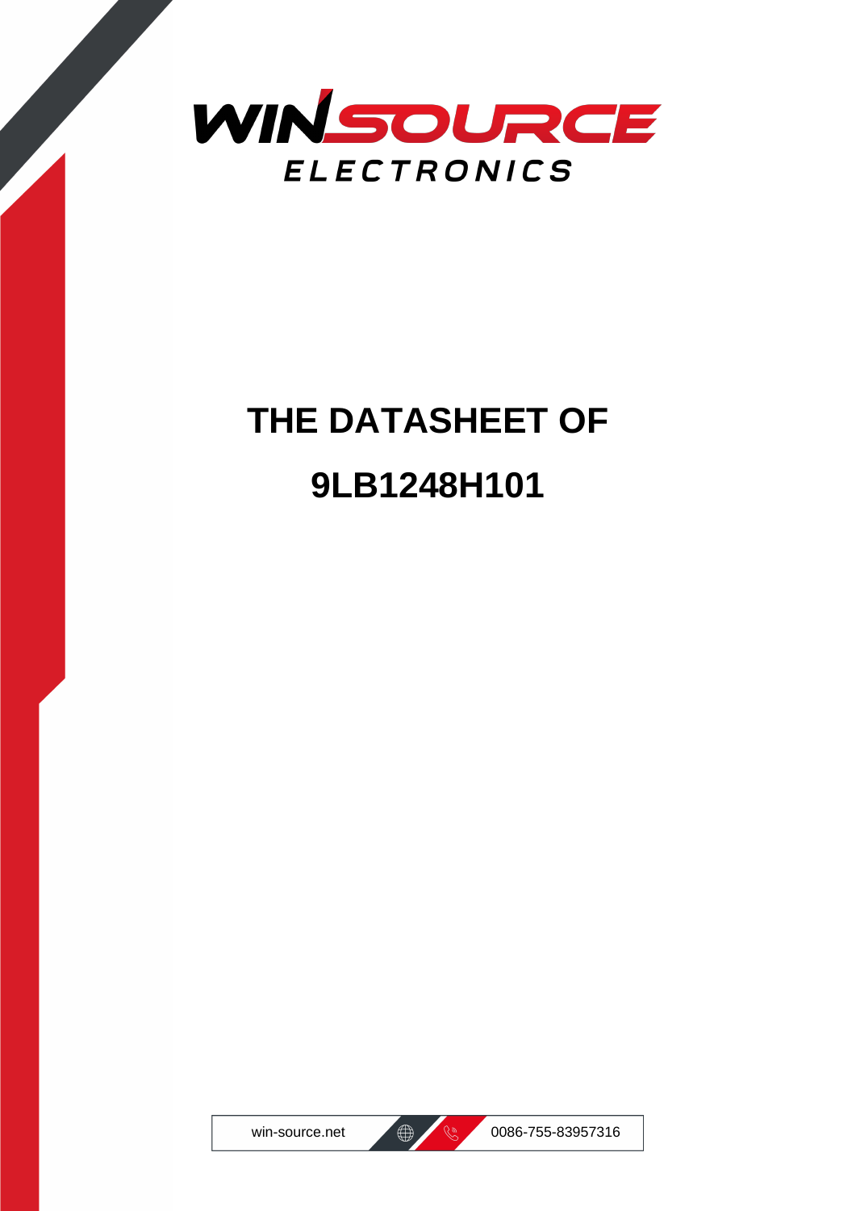WINSOURCE

ELECTRONICS

# THE DATASHEET OF

# 9LB1248H101

win-source.net

0086-755-83957316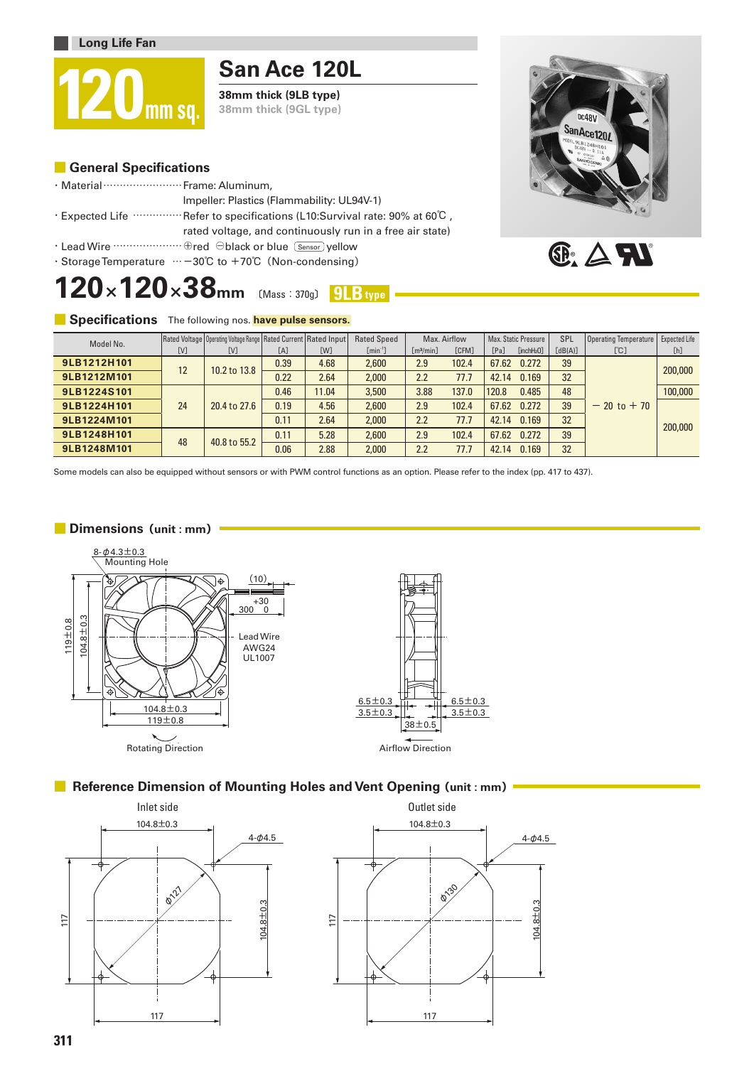Long Life Fan

# 120 mm sq.

## San Ace 120L

**38mm thick (9LB type)**
38mm thick (9GL type)

### General Specifications

- Material ························ Frame: Aluminum, Impeller: Plastics (Flammability: UL94V-1)
- Expected Life ··············· Refer to specifications (L10:Survival rate: 90% at 60℃ , rated voltage, and continuously run in a free air state)
- Lead Wire ······················ ⊕red ⊖black or blue (Sensor) yellow
- Storage Temperature ··· −30℃ to +70℃ (Non-condensing)

## 120×120×38mm (Mass : 370g) 9LB type

### Specifications

The following nos. **have pulse sensors.**

| Model No. | Rated Voltage [V] | Operating Voltage Range [V] | Rated Current [A] | Rated Input [W] | Rated Speed [min⁻¹] | Max. Airflow [m³/min] | Max. Airflow [CFM] | Max. Static Pressure [Pa] | Max. Static Pressure [inchH₂O] | SPL [dB(A)] | Operating Temperature [℃] | Expected Life [h] |
|---|---|---|---|---|---|---|---|---|---|---|---|---|
| 9LB1212H101 | 12 | 10.2 to 13.8 | 0.39 | 4.68 | 2,600 | 2.9 | 102.4 | 67.62 | 0.272 | 39 | −20 to +70 | 200,000 |
| 9LB1212M101 | | | 0.22 | 2.64 | 2,000 | 2.2 | 77.7 | 42.14 | 0.169 | 32 | | |
| 9LB1224S101 | 24 | 20.4 to 27.6 | 0.46 | 11.04 | 3,500 | 3.88 | 137.0 | 120.8 | 0.485 | 48 | | 100,000 |
| 9LB1224H101 | | | 0.19 | 4.56 | 2,600 | 2.9 | 102.4 | 67.62 | 0.272 | 39 | | 200,000 |
| 9LB1224M101 | | | 0.11 | 2.64 | 2,000 | 2.2 | 77.7 | 42.14 | 0.169 | 32 | | |
| 9LB1248H101 | 48 | 40.8 to 55.2 | 0.11 | 5.28 | 2,600 | 2.9 | 102.4 | 67.62 | 0.272 | 39 | | |
| 9LB1248M101 | | | 0.06 | 2.88 | 2,000 | 2.2 | 77.7 | 42.14 | 0.169 | 32 | | |

Some models can also be equipped without sensors or with PWM control functions as an option. Please refer to the index (pp. 417 to 437).

### Dimensions (unit : mm)

8-φ4.3±0.3 Mounting Hole

(10)

300 +30/0

Lead Wire AWG24 UL1007

119±0.8

104.8±0.3

6.5±0.3

3.5±0.3

38±0.5

Rotating Direction

Airflow Direction

### Reference Dimension of Mounting Holes and Vent Opening (unit : mm)

Inlet side: 104.8±0.3, 4-φ4.5, φ127, 117, 104.8±0.3, 117

Outlet side: 104.8±0.3, 4-φ4.5, φ130, 117, 104.8±0.3, 117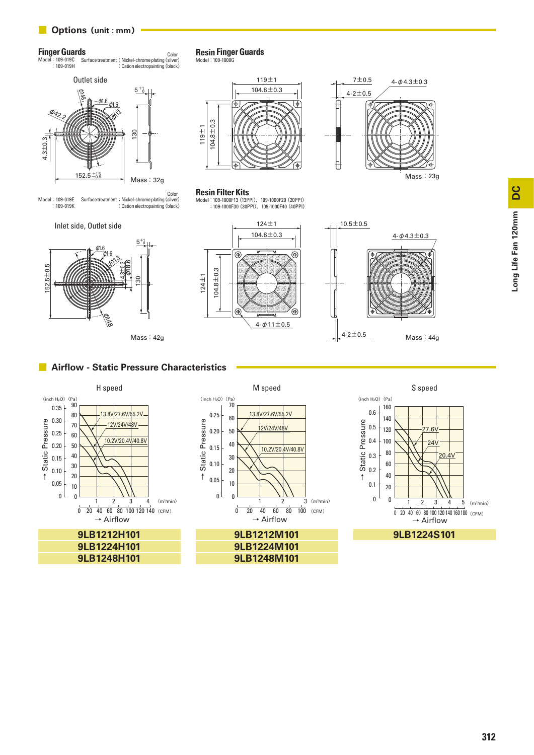## Options (unit : mm)

### Finger Guards

Model : 109-019C Surface treatment : Nickel-chrome plating (silver)
: 109-019H Color : Cation electropainting (black)

Outlet side

φ148
φ1.6
φ1.6
φ42.2
φ113
5 $^{+1}_{0}$
4.3±0.3
130
152.5 $^{+1.5}_{-0.5}$

Mass : 32g

Model : 109-019E Surface treatment : Nickel-chrome plating (silver)
: 109-019K Color : Cation electropainting (black)

Inlet side, Outlet side

φ1.6
φ1.6
φ113
4.3±0.3
φ18.6
5 $^{+1}_{0}$
152.5±0.5
130
φ148

Mass : 42g

### Resin Finger Guards

Model : 109-1000G

119±1
104.8±0.3
119±1
104.8±0.3
7±0.5
4-2±0.5
4-φ4.3±0.3

Mass : 23g

### Resin Filter Kits

Model : 109-1000F13 (13PPI), 109-1000F20 (20PPI)
: 109-1000F30 (30PPI), 109-1000F40 (40PPI)

124±1
104.8±0.3
124±1
104.8±0.3
4-φ11±0.5
10.5±0.5
4-φ4.3±0.3
4-2±0.5

Mass : 44g

## Airflow - Static Pressure Characteristics

H speed

(inch H₂O) (Pa)
0.35 0.30 0.25 0.20 0.15 0.10 0.05 0
90 80 70 60 50 40 30 20 10 0
13.8V/27.6V/55.2V
12V/24V/48V
10.2V/20.4V/40.8V
↑ Static Pressure
1 2 3 4 (m³/min)
0 20 40 60 80 100 120 140 (CFM)
→ Airflow

**9LB1212H101**
**9LB1224H101**
**9LB1248H101**

M speed

(inch H₂O) (Pa)
0.25 0.20 0.15 0.10 0.05 0
70 60 50 40 30 20 10 0
13.8V/27.6V/55.2V
12V/24V/48V
10.2V/20.4V/40.8V
↑ Static Pressure
1 2 3 (m³/min)
0 20 40 60 80 100 (CFM)
→ Airflow

**9LB1212M101**
**9LB1224M101**
**9LB1248M101**

S speed

(inch H₂O) (Pa)
0.6 0.5 0.4 0.3 0.2 0.1 0
160 140 120 100 80 60 40 20 0
27.6V
24V
20.4V
↑ Static Pressure
1 2 3 4 5 (m³/min)
0 20 40 60 80 100 120 140 160 180 (CFM)
→ Airflow

**9LB1224S101**